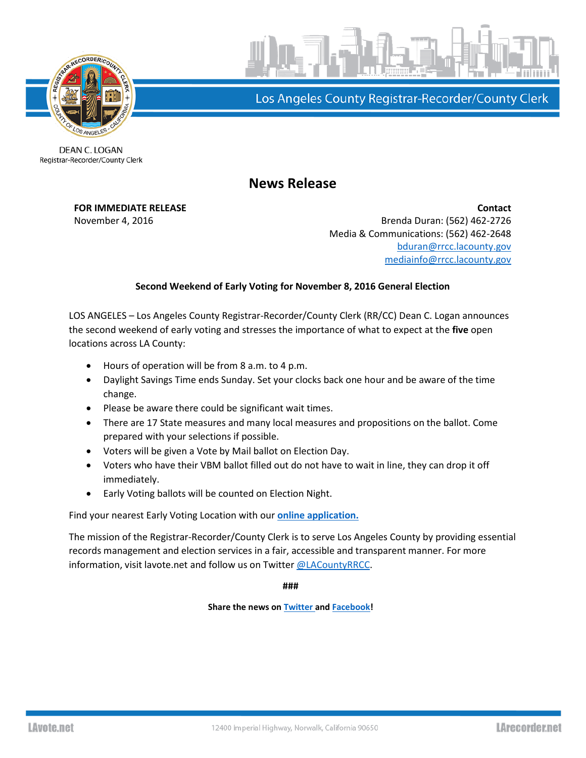Los Angeles County Registrar-Recorder/County Clerk

DEAN C. LOGAN
Registrar-Recorder/County Clerk

# News Release

**FOR IMMEDIATE RELEASE**
November 4, 2016

**Contact**
Brenda Duran: (562) 462-2726
Media & Communications: (562) 462-2648
bduran@rrcc.lacounty.gov
mediainfo@rrcc.lacounty.gov

**Second Weekend of Early Voting for November 8, 2016 General Election**

LOS ANGELES – Los Angeles County Registrar-Recorder/County Clerk (RR/CC) Dean C. Logan announces the second weekend of early voting and stresses the importance of what to expect at the **five** open locations across LA County:

- Hours of operation will be from 8 a.m. to 4 p.m.
- Daylight Savings Time ends Sunday. Set your clocks back one hour and be aware of the time change.
- Please be aware there could be significant wait times.
- There are 17 State measures and many local measures and propositions on the ballot. Come prepared with your selections if possible.
- Voters will be given a Vote by Mail ballot on Election Day.
- Voters who have their VBM ballot filled out do not have to wait in line, they can drop it off immediately.
- Early Voting ballots will be counted on Election Night.

Find your nearest Early Voting Location with our **online application.**

The mission of the Registrar-Recorder/County Clerk is to serve Los Angeles County by providing essential records management and election services in a fair, accessible and transparent manner. For more information, visit lavote.net and follow us on Twitter @LACountyRRCC.

###

**Share the news on Twitter and Facebook!**

LAvote.net 12400 Imperial Highway, Norwalk, California 90650 LArecorder.net